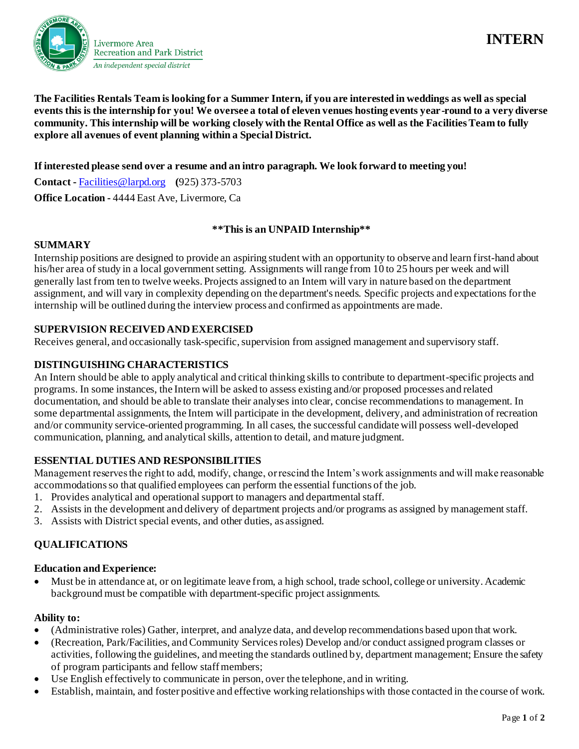Livermore Area Recreation and Park District

*An independent special district*

# INTERN

**The Facilities Rentals Team is looking for a Summer Intern, if you are interested in weddings as well as special events this is the internship for you! We oversee a total of eleven venues hosting events year-round to a very diverse community. This internship will be working closely with the Rental Office as well as the Facilities Team to fully explore all avenues of event planning within a Special District.**

**If interested please send over a resume and an intro paragraph. We look forward to meeting you!**

**Contact -** Facilities@larpd.org **(**925) 373-5703

**Office Location -** 4444 East Ave, Livermore, Ca

**\*\*This is an UNPAID Internship\*\***

## SUMMARY

Internship positions are designed to provide an aspiring student with an opportunity to observe and learn first-hand about his/her area of study in a local government setting. Assignments will range from 10 to 25 hours per week and will generally last from ten to twelve weeks. Projects assigned to an Intern will vary in nature based on the department assignment, and will vary in complexity depending on the department's needs. Specific projects and expectations for the internship will be outlined during the interview process and confirmed as appointments are made.

## SUPERVISION RECEIVED AND EXERCISED

Receives general, and occasionally task-specific, supervision from assigned management and supervisory staff.

## DISTINGUISHING CHARACTERISTICS

An Intern should be able to apply analytical and critical thinking skills to contribute to department-specific projects and programs. In some instances, the Intern will be asked to assess existing and/or proposed processes and related documentation, and should be able to translate their analyses into clear, concise recommendations to management. In some departmental assignments, the Intern will participate in the development, delivery, and administration of recreation and/or community service-oriented programming. In all cases, the successful candidate will possess well-developed communication, planning, and analytical skills, attention to detail, and mature judgment.

## ESSENTIAL DUTIES AND RESPONSIBILITIES

Management reserves the right to add, modify, change, or rescind the Intern's work assignments and will make reasonable accommodations so that qualified employees can perform the essential functions of the job.

1. Provides analytical and operational support to managers and departmental staff.
2. Assists in the development and delivery of department projects and/or programs as assigned by management staff.
3. Assists with District special events, and other duties, as assigned.

## QUALIFICATIONS

### Education and Experience:

- Must be in attendance at, or on legitimate leave from, a high school, trade school, college or university. Academic background must be compatible with department-specific project assignments.

### Ability to:

- (Administrative roles) Gather, interpret, and analyze data, and develop recommendations based upon that work.
- (Recreation, Park/Facilities, and Community Services roles) Develop and/or conduct assigned program classes or activities, following the guidelines, and meeting the standards outlined by, department management; Ensure the safety of program participants and fellow staff members;
- Use English effectively to communicate in person, over the telephone, and in writing.
- Establish, maintain, and foster positive and effective working relationships with those contacted in the course of work.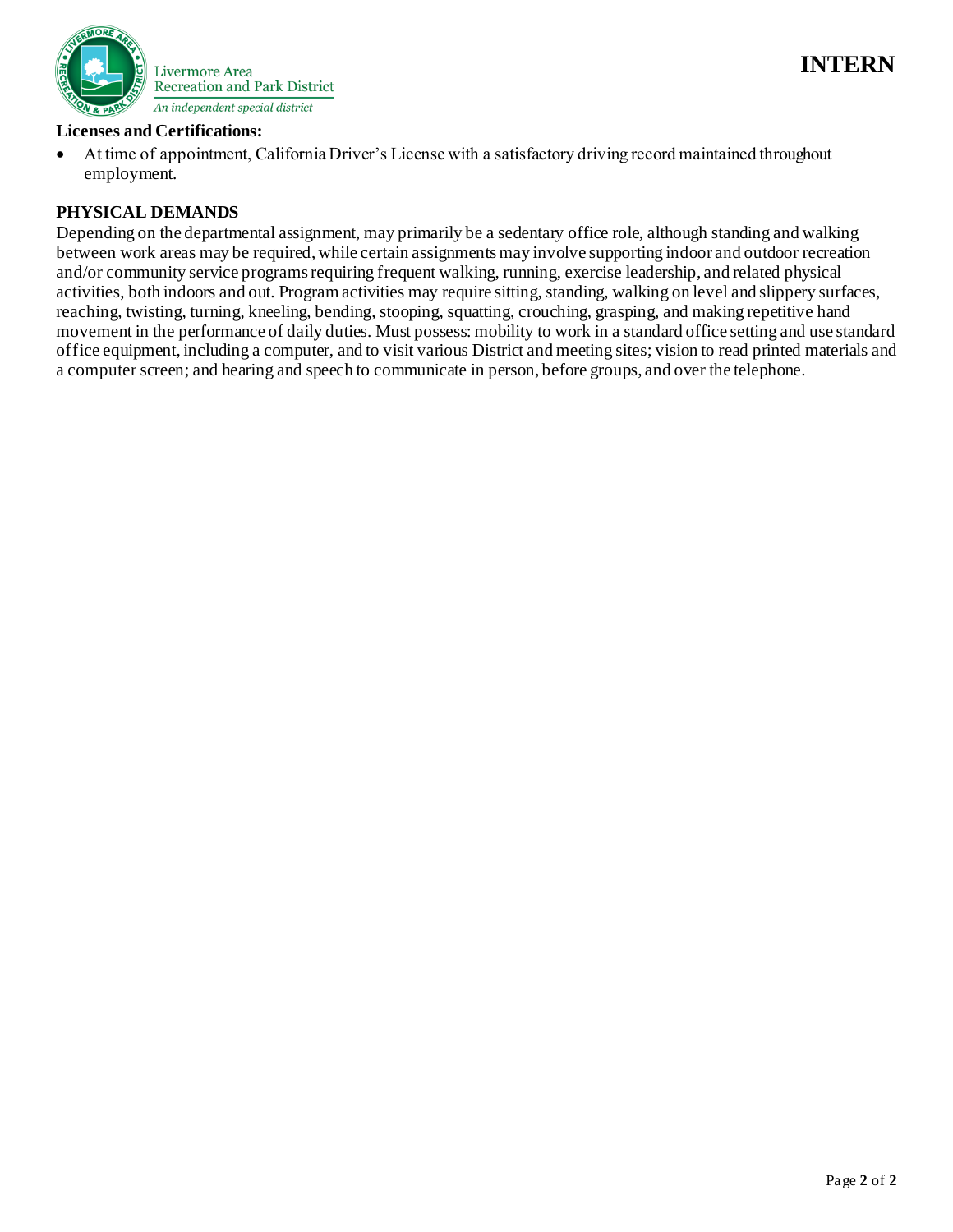**Licenses and Certifications:**

- At time of appointment, California Driver's License with a satisfactory driving record maintained throughout employment.

## PHYSICAL DEMANDS

Depending on the departmental assignment, may primarily be a sedentary office role, although standing and walking between work areas may be required, while certain assignments may involve supporting indoor and outdoor recreation and/or community service programs requiring frequent walking, running, exercise leadership, and related physical activities, both indoors and out. Program activities may require sitting, standing, walking on level and slippery surfaces, reaching, twisting, turning, kneeling, bending, stooping, squatting, crouching, grasping, and making repetitive hand movement in the performance of daily duties. Must possess: mobility to work in a standard office setting and use standard office equipment, including a computer, and to visit various District and meeting sites; vision to read printed materials and a computer screen; and hearing and speech to communicate in person, before groups, and over the telephone.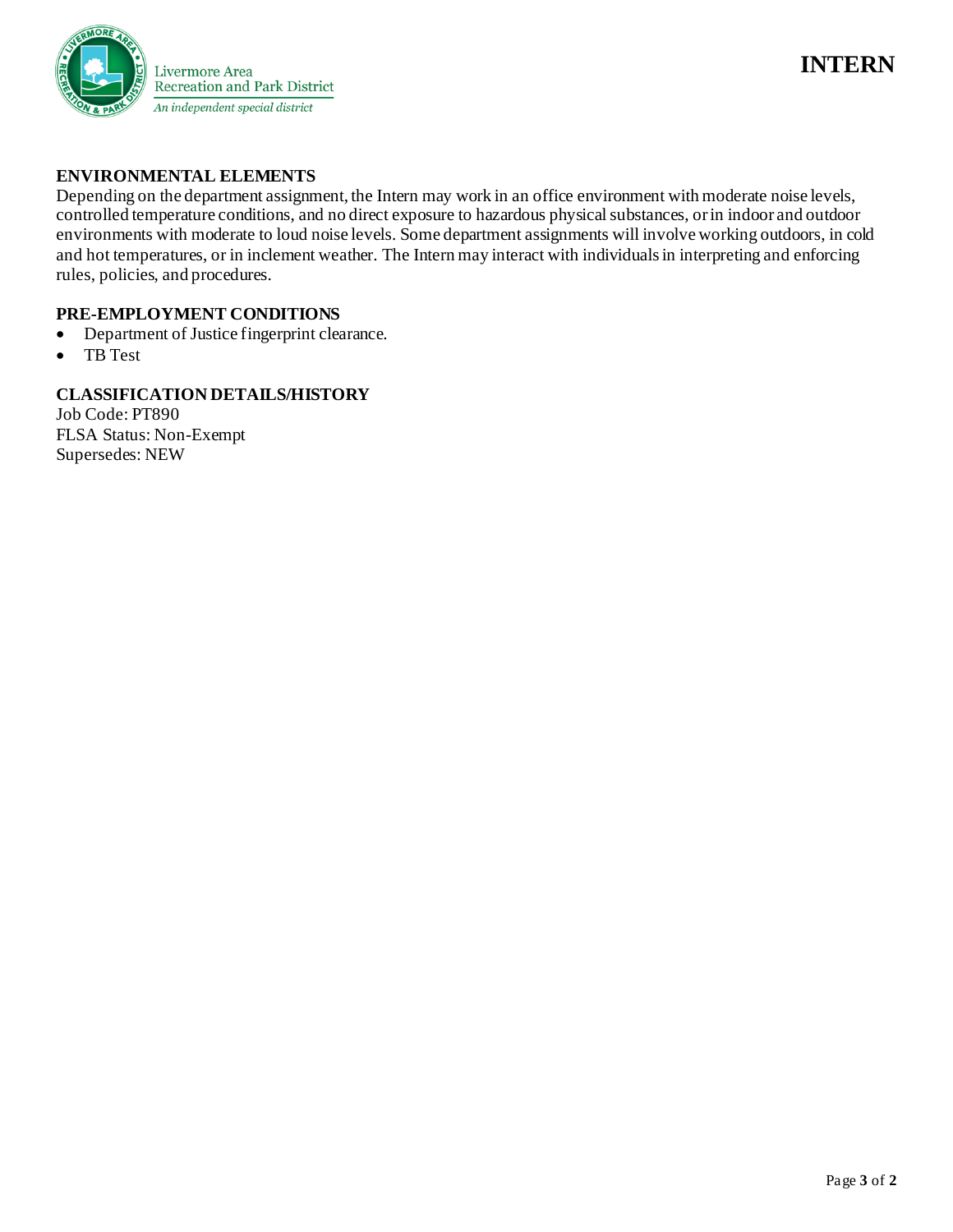## ENVIRONMENTAL ELEMENTS

Depending on the department assignment, the Intern may work in an office environment with moderate noise levels, controlled temperature conditions, and no direct exposure to hazardous physical substances, or in indoor and outdoor environments with moderate to loud noise levels. Some department assignments will involve working outdoors, in cold and hot temperatures, or in inclement weather. The Intern may interact with individuals in interpreting and enforcing rules, policies, and procedures.

## PRE-EMPLOYMENT CONDITIONS

- Department of Justice fingerprint clearance.
- TB Test

## CLASSIFICATION DETAILS/HISTORY

Job Code: PT890
FLSA Status: Non-Exempt
Supersedes: NEW